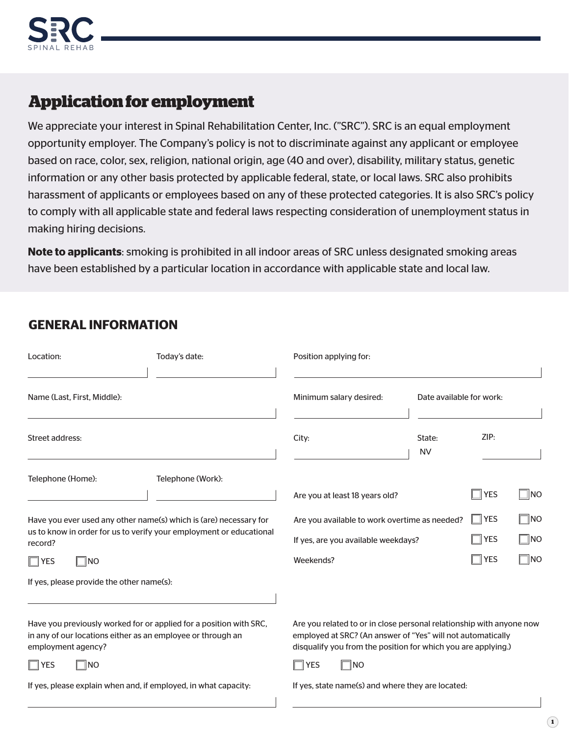SRC
SPINAL REHAB

# Application for employment

We appreciate your interest in Spinal Rehabilitation Center, Inc. ("SRC"). SRC is an equal employment opportunity employer. The Company's policy is not to discriminate against any applicant or employee based on race, color, sex, religion, national origin, age (40 and over), disability, military status, genetic information or any other basis protected by applicable federal, state, or local laws. SRC also prohibits harassment of applicants or employees based on any of these protected categories. It is also SRC's policy to comply with all applicable state and federal laws respecting consideration of unemployment status in making hiring decisions.

**Note to applicants**: smoking is prohibited in all indoor areas of SRC unless designated smoking areas have been established by a particular location in accordance with applicable state and local law.

## GENERAL INFORMATION

Location: ______________________

Today's date: ______________________

Position applying for: ______________________

Name (Last, First, Middle): ______________________

Minimum salary desired: ______________________

Date available for work: ______________________

Street address: ______________________

City: ______________________

State: NV

ZIP: ______________________

Telephone (Home): ______________________

Telephone (Work): ______________________

Are you at least 18 years old? ☐ YES ☐ NO

Have you ever used any other name(s) which is (are) necessary for us to know in order for us to verify your employment or educational record?

☐ YES ☐ NO

If yes, please provide the other name(s): ______________________

Are you available to work overtime as needed? ☐ YES ☐ NO

If yes, are you available weekdays? ☐ YES ☐ NO

Weekends? ☐ YES ☐ NO

Have you previously worked for or applied for a position with SRC, in any of our locations either as an employee or through an employment agency?

☐ YES ☐ NO

If yes, please explain when and, if employed, in what capacity: ______________________

Are you related to or in close personal relationship with anyone now employed at SRC? (An answer of "Yes" will not automatically disqualify you from the position for which you are applying.)

☐ YES ☐ NO

If yes, state name(s) and where they are located: ______________________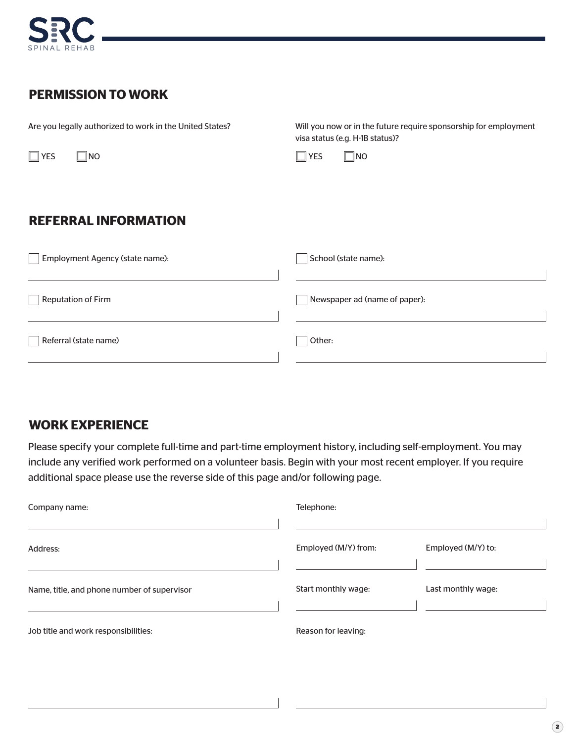## PERMISSION TO WORK

Are you legally authorized to work in the United States?

☐ YES ☐ NO

Will you now or in the future require sponsorship for employment visa status (e.g. H-1B status)?

☐ YES ☐ NO

## REFERRAL INFORMATION

☐ Employment Agency (state name): ____________________

☐ School (state name): ____________________

☐ Reputation of Firm ____________________

☐ Newspaper ad (name of paper): ____________________

☐ Referral (state name) ____________________

☐ Other: ____________________

## WORK EXPERIENCE

Please specify your complete full-time and part-time employment history, including self-employment. You may include any verified work performed on a volunteer basis. Begin with your most recent employer. If you require additional space please use the reverse side of this page and/or following page.

Company name: ____________________

Telephone: ____________________

Address: ____________________

Employed (M/Y) from: ____________________

Employed (M/Y) to: ____________________

Name, title, and phone number of supervisor ____________________

Start monthly wage: ____________________

Last monthly wage: ____________________

Job title and work responsibilities: ____________________

Reason for leaving: ____________________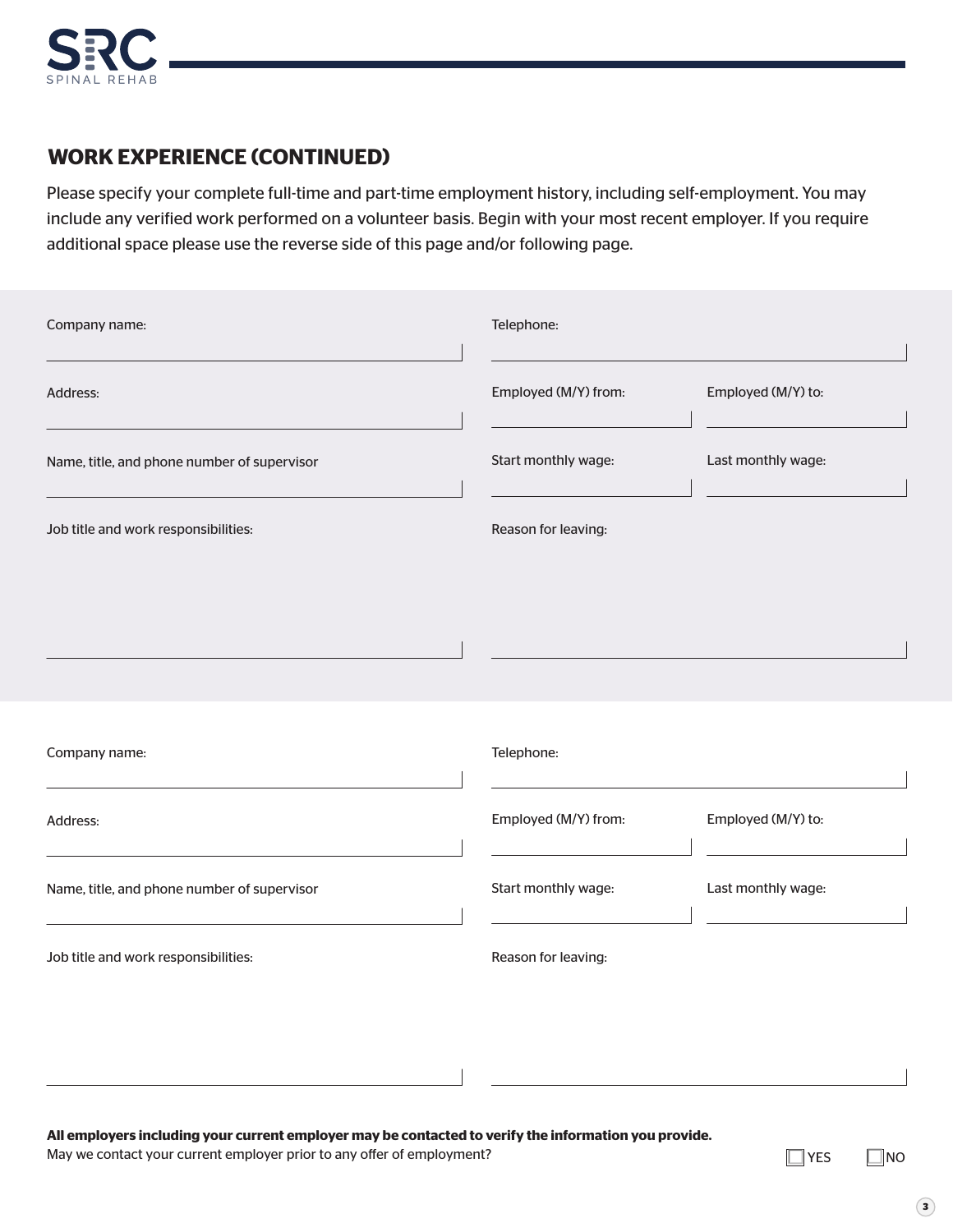## WORK EXPERIENCE (CONTINUED)

Please specify your complete full-time and part-time employment history, including self-employment. You may include any verified work performed on a volunteer basis. Begin with your most recent employer. If you require additional space please use the reverse side of this page and/or following page.

Company name: ______________________

Telephone: ______________________

Address: ______________________

Employed (M/Y) from: ______________________

Employed (M/Y) to: ______________________

Name, title, and phone number of supervisor ______________________

Start monthly wage: ______________________

Last monthly wage: ______________________

Job title and work responsibilities: ______________________

Reason for leaving: ______________________

Company name: ______________________

Telephone: ______________________

Address: ______________________

Employed (M/Y) from: ______________________

Employed (M/Y) to: ______________________

Name, title, and phone number of supervisor ______________________

Start monthly wage: ______________________

Last monthly wage: ______________________

Job title and work responsibilities: ______________________

Reason for leaving: ______________________

**All employers including your current employer may be contacted to verify the information you provide.**

May we contact your current employer prior to any offer of employment? ☐ YES ☐ NO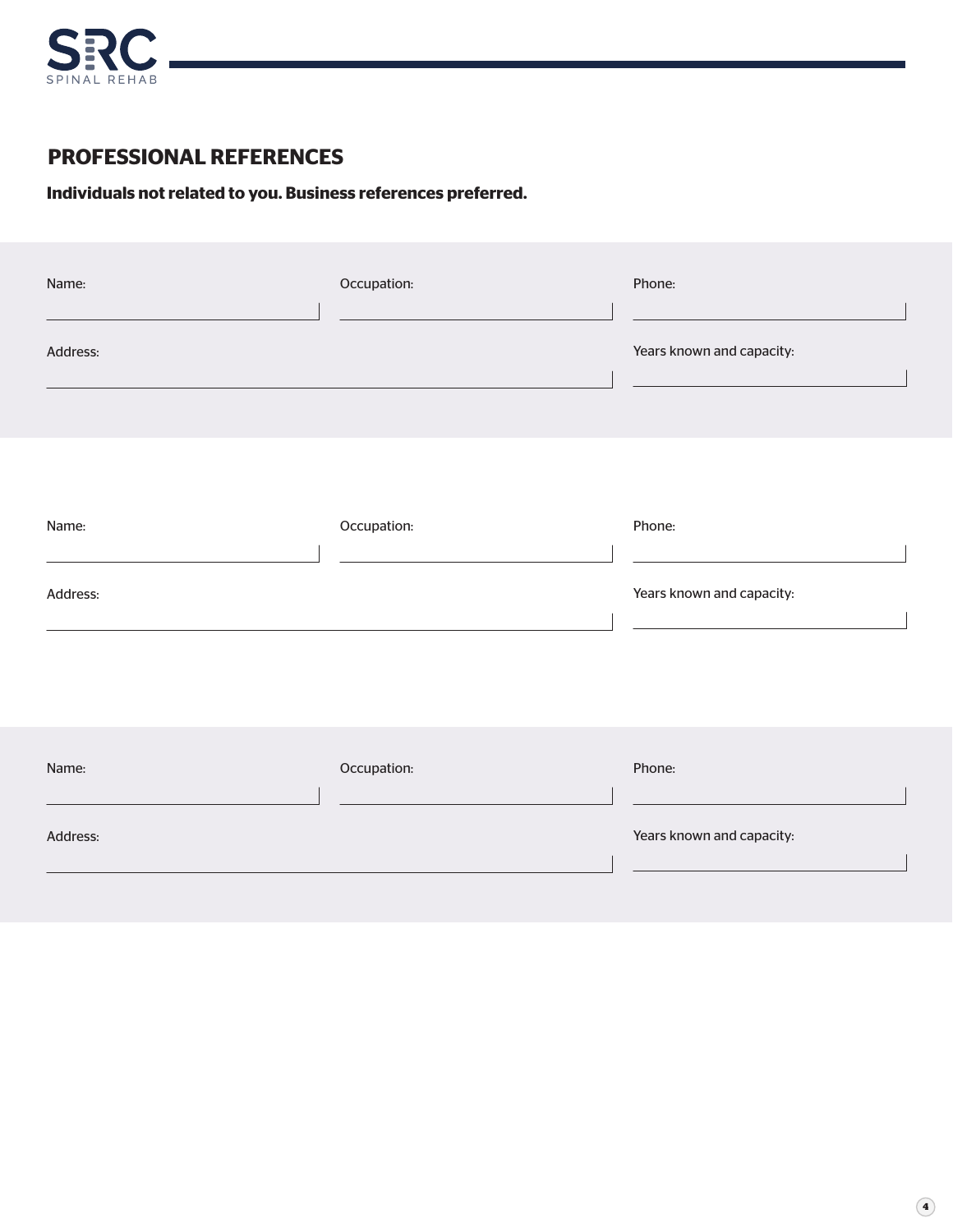## PROFESSIONAL REFERENCES

**Individuals not related to you. Business references preferred.**

Name: ______________________ Occupation: ______________________ Phone: ______________________

Address: ____________________________________________ Years known and capacity: ______________________

Name: ______________________ Occupation: ______________________ Phone: ______________________

Address: ____________________________________________ Years known and capacity: ______________________

Name: ______________________ Occupation: ______________________ Phone: ______________________

Address: ____________________________________________ Years known and capacity: ______________________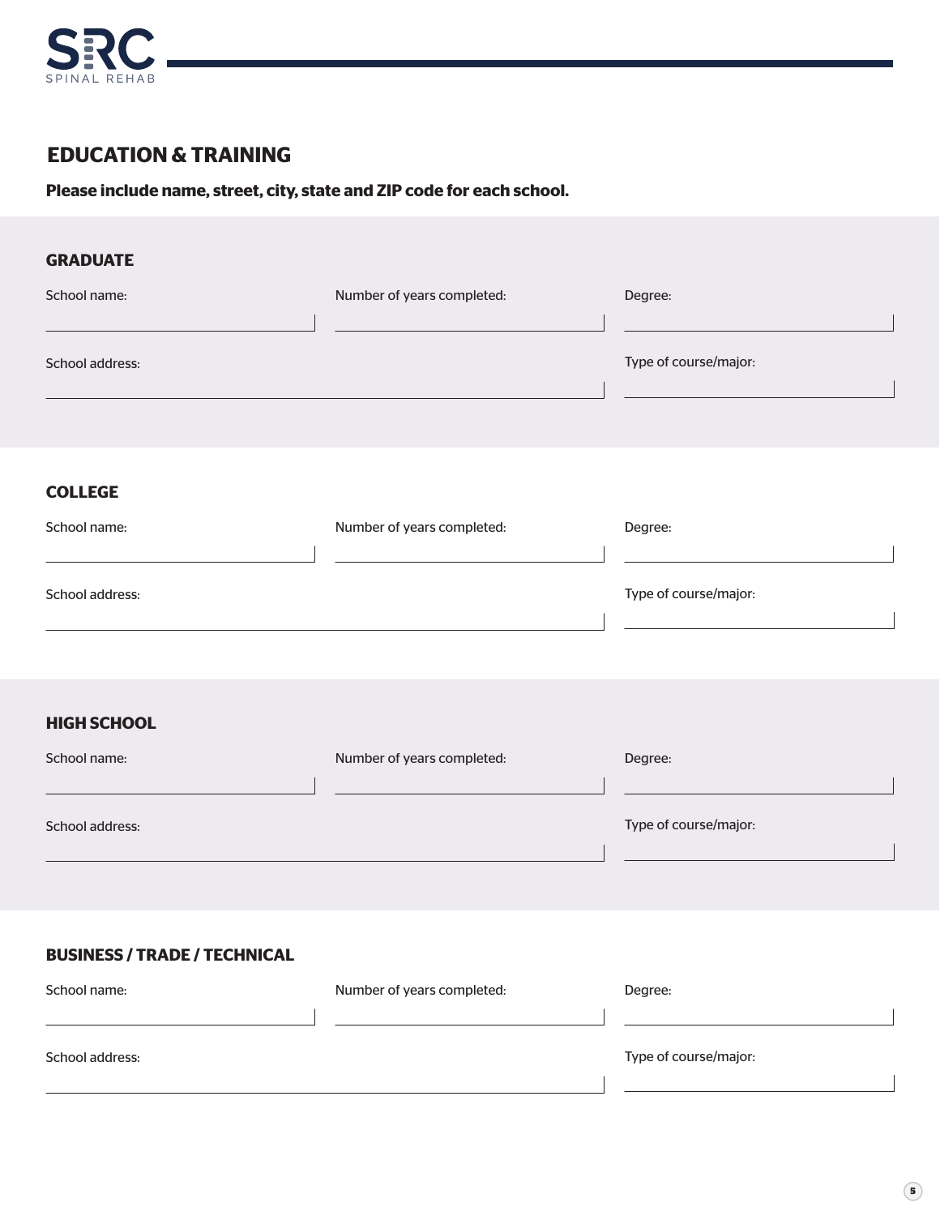## EDUCATION & TRAINING

**Please include name, street, city, state and ZIP code for each school.**

### GRADUATE

School name: \_\_\_\_\_\_\_\_\_\_\_\_\_\_\_\_\_\_\_\_

Number of years completed: \_\_\_\_\_\_\_\_\_\_\_\_\_\_\_\_\_\_\_\_

Degree: \_\_\_\_\_\_\_\_\_\_\_\_\_\_\_\_\_\_\_\_

School address: \_\_\_\_\_\_\_\_\_\_\_\_\_\_\_\_\_\_\_\_\_\_\_\_\_\_\_\_\_\_\_\_\_\_\_\_\_\_\_\_

Type of course/major: \_\_\_\_\_\_\_\_\_\_\_\_\_\_\_\_\_\_\_\_

### COLLEGE

School name: \_\_\_\_\_\_\_\_\_\_\_\_\_\_\_\_\_\_\_\_

Number of years completed: \_\_\_\_\_\_\_\_\_\_\_\_\_\_\_\_\_\_\_\_

Degree: \_\_\_\_\_\_\_\_\_\_\_\_\_\_\_\_\_\_\_\_

School address: \_\_\_\_\_\_\_\_\_\_\_\_\_\_\_\_\_\_\_\_\_\_\_\_\_\_\_\_\_\_\_\_\_\_\_\_\_\_\_\_

Type of course/major: \_\_\_\_\_\_\_\_\_\_\_\_\_\_\_\_\_\_\_\_

### HIGH SCHOOL

School name: \_\_\_\_\_\_\_\_\_\_\_\_\_\_\_\_\_\_\_\_

Number of years completed: \_\_\_\_\_\_\_\_\_\_\_\_\_\_\_\_\_\_\_\_

Degree: \_\_\_\_\_\_\_\_\_\_\_\_\_\_\_\_\_\_\_\_

School address: \_\_\_\_\_\_\_\_\_\_\_\_\_\_\_\_\_\_\_\_\_\_\_\_\_\_\_\_\_\_\_\_\_\_\_\_\_\_\_\_

Type of course/major: \_\_\_\_\_\_\_\_\_\_\_\_\_\_\_\_\_\_\_\_

### BUSINESS / TRADE / TECHNICAL

School name: \_\_\_\_\_\_\_\_\_\_\_\_\_\_\_\_\_\_\_\_

Number of years completed: \_\_\_\_\_\_\_\_\_\_\_\_\_\_\_\_\_\_\_\_

Degree: \_\_\_\_\_\_\_\_\_\_\_\_\_\_\_\_\_\_\_\_

School address: \_\_\_\_\_\_\_\_\_\_\_\_\_\_\_\_\_\_\_\_\_\_\_\_\_\_\_\_\_\_\_\_\_\_\_\_\_\_\_\_

Type of course/major: \_\_\_\_\_\_\_\_\_\_\_\_\_\_\_\_\_\_\_\_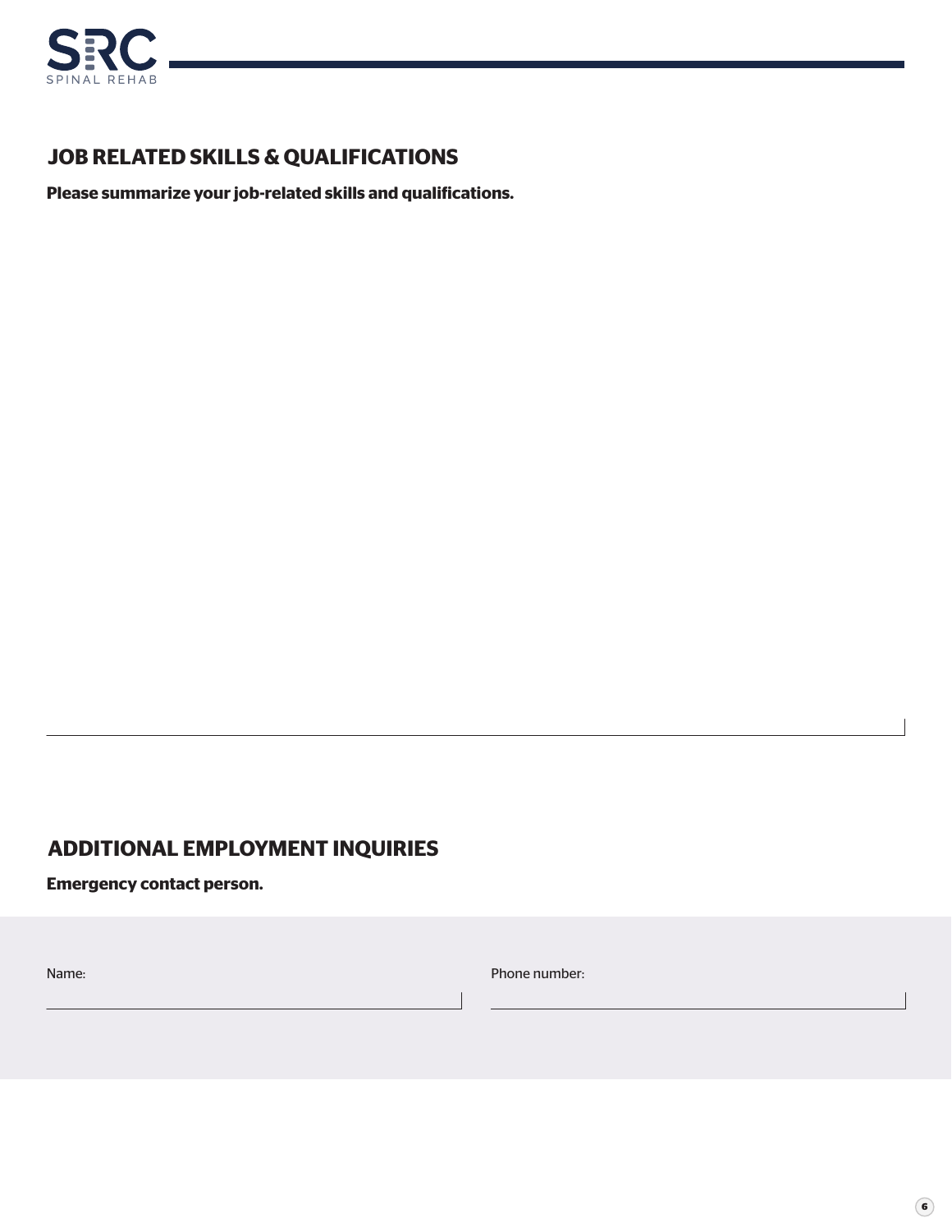## JOB RELATED SKILLS & QUALIFICATIONS

**Please summarize your job-related skills and qualifications.**

## ADDITIONAL EMPLOYMENT INQUIRIES

**Emergency contact person.**

Name:

Phone number: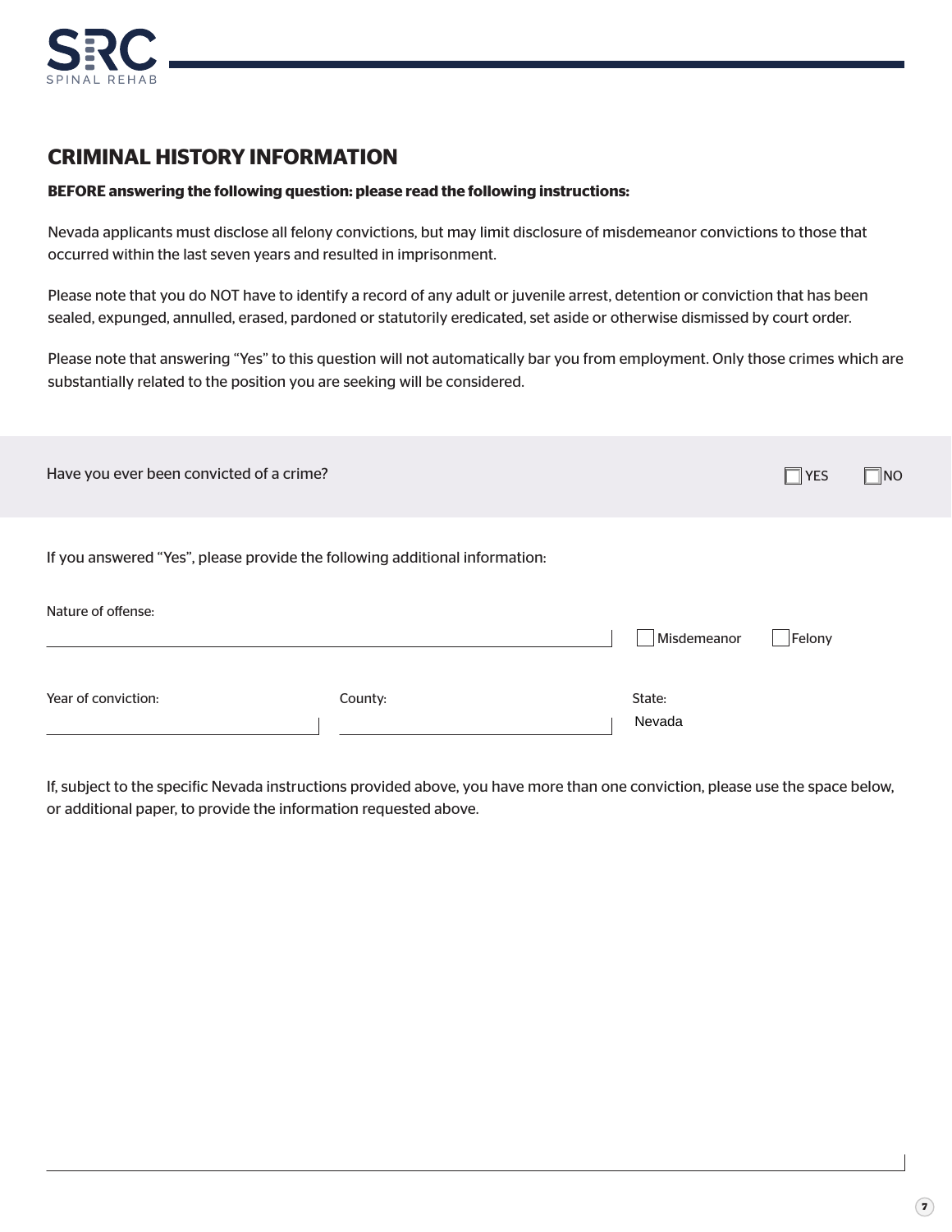## CRIMINAL HISTORY INFORMATION

**BEFORE answering the following question: please read the following instructions:**

Nevada applicants must disclose all felony convictions, but may limit disclosure of misdemeanor convictions to those that occurred within the last seven years and resulted in imprisonment.

Please note that you do NOT have to identify a record of any adult or juvenile arrest, detention or conviction that has been sealed, expunged, annulled, erased, pardoned or statutorily eredicated, set aside or otherwise dismissed by court order.

Please note that answering "Yes" to this question will not automatically bar you from employment. Only those crimes which are substantially related to the position you are seeking will be considered.

Have you ever been convicted of a crime? ☐ YES ☐ NO

If you answered "Yes", please provide the following additional information:

Nature of offense: ____________________ ☐ Misdemeanor ☐ Felony

Year of conviction: ____________________

County: ____________________

State: Nevada

If, subject to the specific Nevada instructions provided above, you have more than one conviction, please use the space below, or additional paper, to provide the information requested above.

____________________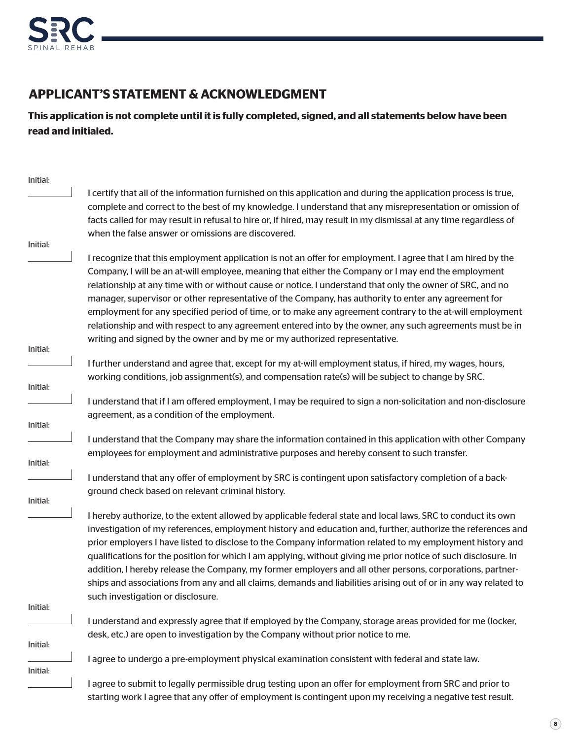## APPLICANT'S STATEMENT & ACKNOWLEDGMENT

**This application is not complete until it is fully completed, signed, and all statements below have been read and initialed.**

Initial: __________ I certify that all of the information furnished on this application and during the application process is true, complete and correct to the best of my knowledge. I understand that any misrepresentation or omission of facts called for may result in refusal to hire or, if hired, may result in my dismissal at any time regardless of when the false answer or omissions are discovered.

Initial: __________ I recognize that this employment application is not an offer for employment. I agree that I am hired by the Company, I will be an at-will employee, meaning that either the Company or I may end the employment relationship at any time with or without cause or notice. I understand that only the owner of SRC, and no manager, supervisor or other representative of the Company, has authority to enter any agreement for employment for any specified period of time, or to make any agreement contrary to the at-will employment relationship and with respect to any agreement entered into by the owner, any such agreements must be in writing and signed by the owner and by me or my authorized representative.

Initial: __________ I further understand and agree that, except for my at-will employment status, if hired, my wages, hours, working conditions, job assignment(s), and compensation rate(s) will be subject to change by SRC.

Initial: __________ I understand that if I am offered employment, I may be required to sign a non-solicitation and non-disclosure agreement, as a condition of the employment.

Initial: __________ I understand that the Company may share the information contained in this application with other Company employees for employment and administrative purposes and hereby consent to such transfer.

Initial: __________ I understand that any offer of employment by SRC is contingent upon satisfactory completion of a background check based on relevant criminal history.

Initial: __________ I hereby authorize, to the extent allowed by applicable federal state and local laws, SRC to conduct its own investigation of my references, employment history and education and, further, authorize the references and prior employers I have listed to disclose to the Company information related to my employment history and qualifications for the position for which I am applying, without giving me prior notice of such disclosure. In addition, I hereby release the Company, my former employers and all other persons, corporations, partnerships and associations from any and all claims, demands and liabilities arising out of or in any way related to such investigation or disclosure.

Initial: __________ I understand and expressly agree that if employed by the Company, storage areas provided for me (locker, desk, etc.) are open to investigation by the Company without prior notice to me.

Initial: __________ I agree to undergo a pre-employment physical examination consistent with federal and state law.

Initial: __________ I agree to submit to legally permissible drug testing upon an offer for employment from SRC and prior to starting work I agree that any offer of employment is contingent upon my receiving a negative test result.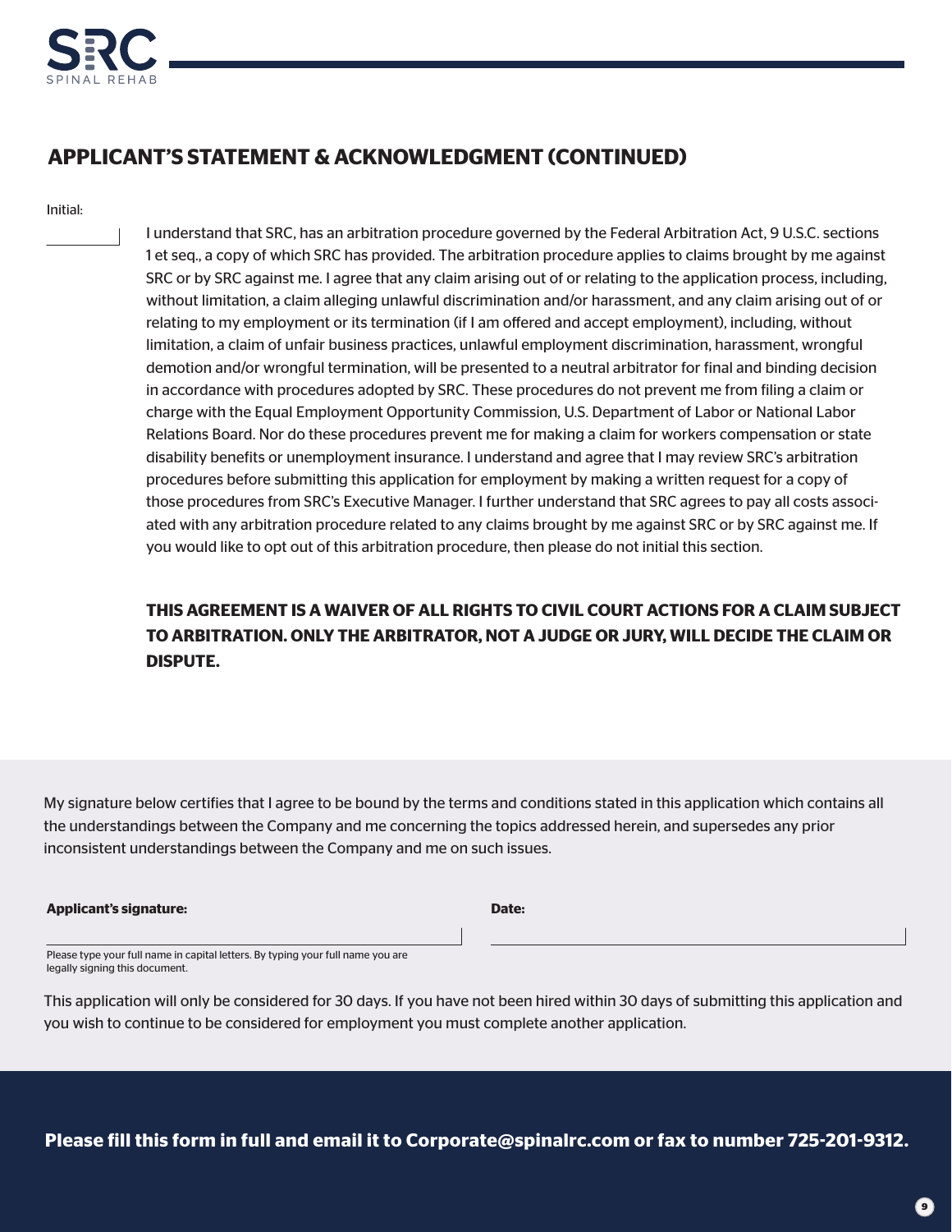## APPLICANT'S STATEMENT & ACKNOWLEDGMENT (CONTINUED)

Initial: \_\_\_\_\_\_\_\_

I understand that SRC, has an arbitration procedure governed by the Federal Arbitration Act, 9 U.S.C. sections 1 et seq., a copy of which SRC has provided. The arbitration procedure applies to claims brought by me against SRC or by SRC against me. I agree that any claim arising out of or relating to the application process, including, without limitation, a claim alleging unlawful discrimination and/or harassment, and any claim arising out of or relating to my employment or its termination (if I am offered and accept employment), including, without limitation, a claim of unfair business practices, unlawful employment discrimination, harassment, wrongful demotion and/or wrongful termination, will be presented to a neutral arbitrator for final and binding decision in accordance with procedures adopted by SRC. These procedures do not prevent me from filing a claim or charge with the Equal Employment Opportunity Commission, U.S. Department of Labor or National Labor Relations Board. Nor do these procedures prevent me for making a claim for workers compensation or state disability benefits or unemployment insurance. I understand and agree that I may review SRC's arbitration procedures before submitting this application for employment by making a written request for a copy of those procedures from SRC's Executive Manager. I further understand that SRC agrees to pay all costs associated with any arbitration procedure related to any claims brought by me against SRC or by SRC against me. If you would like to opt out of this arbitration procedure, then please do not initial this section.

**THIS AGREEMENT IS A WAIVER OF ALL RIGHTS TO CIVIL COURT ACTIONS FOR A CLAIM SUBJECT TO ARBITRATION. ONLY THE ARBITRATOR, NOT A JUDGE OR JURY, WILL DECIDE THE CLAIM OR DISPUTE.**

My signature below certifies that I agree to be bound by the terms and conditions stated in this application which contains all the understandings between the Company and me concerning the topics addressed herein, and supersedes any prior inconsistent understandings between the Company and me on such issues.

**Applicant's signature:** \_\_\_\_\_\_\_\_\_\_\_\_\_\_\_\_\_\_\_\_ **Date:** \_\_\_\_\_\_\_\_\_\_\_\_\_\_\_\_\_\_\_\_

Please type your full name in capital letters. By typing your full name you are legally signing this document.

This application will only be considered for 30 days. If you have not been hired within 30 days of submitting this application and you wish to continue to be considered for employment you must complete another application.

**Please fill this form in full and email it to Corporate@spinalrc.com or fax to number 725-201-9312.**